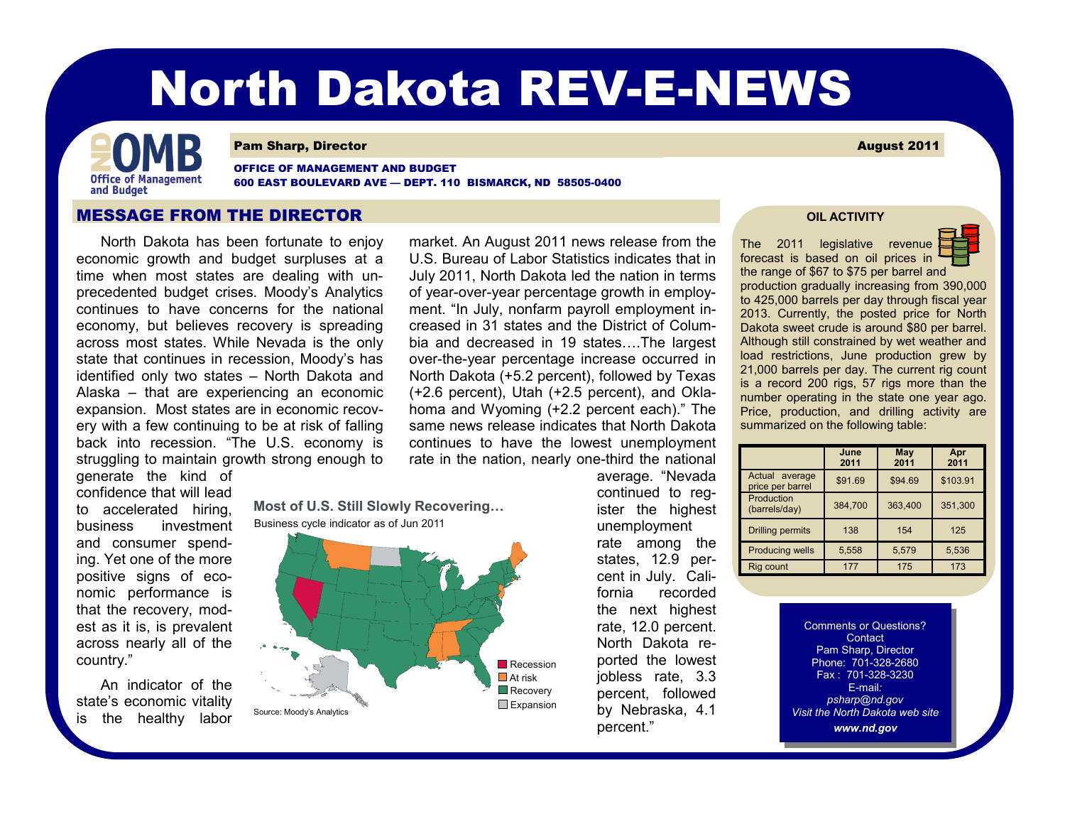# North Dakota REV-E-NEWS

**Pam Sharp, Director** **August 2011**

OFFICE OF MANAGEMENT AND BUDGET
600 EAST BOULEVARD AVE — DEPT. 110 BISMARCK, ND 58505-0400

## MESSAGE FROM THE DIRECTOR

North Dakota has been fortunate to enjoy economic growth and budget surpluses at a time when most states are dealing with unprecedented budget crises. Moody's Analytics continues to have concerns for the national economy, but believes recovery is spreading across most states. While Nevada is the only state that continues in recession, Moody's has identified only two states – North Dakota and Alaska – that are experiencing an economic expansion. Most states are in economic recovery with a few continuing to be at risk of falling back into recession. "The U.S. economy is struggling to maintain growth strong enough to generate the kind of confidence that will lead to accelerated hiring, business investment and consumer spending. Yet one of the more positive signs of economic performance is that the recovery, modest as it is, is prevalent across nearly all of the country."

An indicator of the state's economic vitality is the healthy labor market. An August 2011 news release from the U.S. Bureau of Labor Statistics indicates that in July 2011, North Dakota led the nation in terms of year-over-year percentage growth in employment. "In July, nonfarm payroll employment increased in 31 states and the District of Columbia and decreased in 19 states….The largest over-the-year percentage increase occurred in North Dakota (+5.2 percent), followed by Texas (+2.6 percent), Utah (+2.5 percent), and Oklahoma and Wyoming (+2.2 percent each)." The same news release indicates that North Dakota continues to have the lowest unemployment rate in the nation, nearly one-third the national average. "Nevada continued to register the highest unemployment rate among the states, 12.9 percent in July. California recorded the next highest rate, 12.0 percent. North Dakota reported the lowest jobless rate, 3.3 percent, followed by Nebraska, 4.1 percent."

**Most of U.S. Still Slowly Recovering…**

Business cycle indicator as of Jun 2011

Recession
At risk
Recovery
Expansion

Source: Moody's Analytics

## OIL ACTIVITY

The 2011 legislative revenue forecast is based on oil prices in the range of $67 to $75 per barrel and production gradually increasing from 390,000 to 425,000 barrels per day through fiscal year 2013. Currently, the posted price for North Dakota sweet crude is around $80 per barrel. Although still constrained by wet weather and load restrictions, June production grew by 21,000 barrels per day. The current rig count is a record 200 rigs, 57 rigs more than the number operating in the state one year ago. Price, production, and drilling activity are summarized on the following table:

| | June 2011 | May 2011 | Apr 2011 |
|---|---|---|---|
| Actual average price per barrel | $91.69 | $94.69 | $103.91 |
| Production (barrels/day) | 384,700 | 363,400 | 351,300 |
| Drilling permits | 138 | 154 | 125 |
| Producing wells | 5,558 | 5,579 | 5,536 |
| Rig count | 177 | 175 | 173 |

Comments or Questions?
Contact
Pam Sharp, Director
Phone: 701-328-2680
Fax : 701-328-3230
E-mail:
*psharp@nd.gov*
*Visit the North Dakota web site*
***www.nd.gov***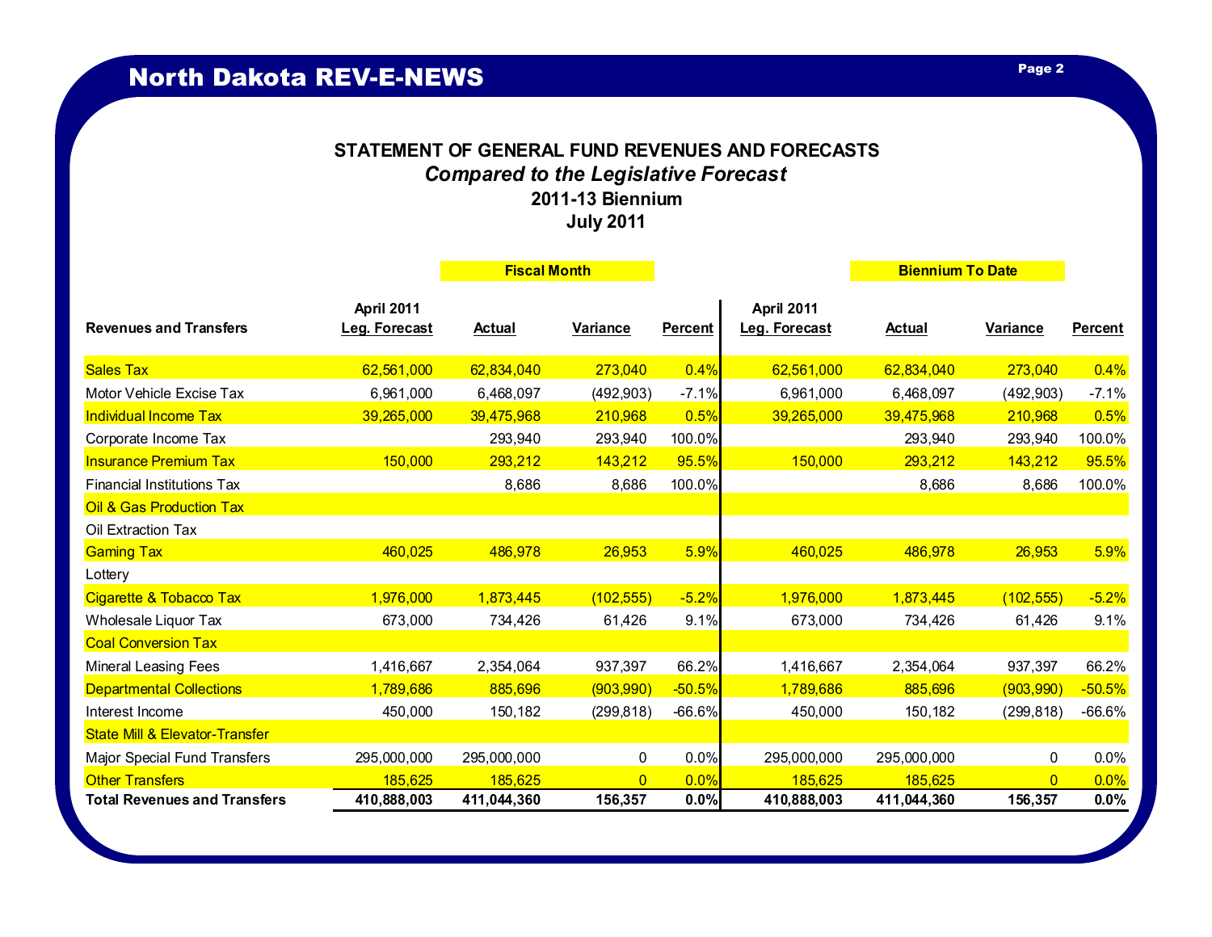## STATEMENT OF GENERAL FUND REVENUES AND FORECASTS

### *Compared to the Legislative Forecast*

### 2011-13 Biennium

### July 2011

| Revenues and Transfers | Fiscal Month | | | | Biennium To Date | | | |
|---|---|---|---|---|---|---|---|---|
| | April 2011 Leg. Forecast | Actual | Variance | Percent | April 2011 Leg. Forecast | Actual | Variance | Percent |
| Sales Tax | 62,561,000 | 62,834,040 | 273,040 | 0.4% | 62,561,000 | 62,834,040 | 273,040 | 0.4% |
| Motor Vehicle Excise Tax | 6,961,000 | 6,468,097 | (492,903) | -7.1% | 6,961,000 | 6,468,097 | (492,903) | -7.1% |
| Individual Income Tax | 39,265,000 | 39,475,968 | 210,968 | 0.5% | 39,265,000 | 39,475,968 | 210,968 | 0.5% |
| Corporate Income Tax | | 293,940 | 293,940 | 100.0% | | 293,940 | 293,940 | 100.0% |
| Insurance Premium Tax | 150,000 | 293,212 | 143,212 | 95.5% | 150,000 | 293,212 | 143,212 | 95.5% |
| Financial Institutions Tax | | 8,686 | 8,686 | 100.0% | | 8,686 | 8,686 | 100.0% |
| Oil & Gas Production Tax | | | | | | | | |
| Oil Extraction Tax | | | | | | | | |
| Gaming Tax | 460,025 | 486,978 | 26,953 | 5.9% | 460,025 | 486,978 | 26,953 | 5.9% |
| Lottery | | | | | | | | |
| Cigarette & Tobacco Tax | 1,976,000 | 1,873,445 | (102,555) | -5.2% | 1,976,000 | 1,873,445 | (102,555) | -5.2% |
| Wholesale Liquor Tax | 673,000 | 734,426 | 61,426 | 9.1% | 673,000 | 734,426 | 61,426 | 9.1% |
| Coal Conversion Tax | | | | | | | | |
| Mineral Leasing Fees | 1,416,667 | 2,354,064 | 937,397 | 66.2% | 1,416,667 | 2,354,064 | 937,397 | 66.2% |
| Departmental Collections | 1,789,686 | 885,696 | (903,990) | -50.5% | 1,789,686 | 885,696 | (903,990) | -50.5% |
| Interest Income | 450,000 | 150,182 | (299,818) | -66.6% | 450,000 | 150,182 | (299,818) | -66.6% |
| State Mill & Elevator-Transfer | | | | | | | | |
| Major Special Fund Transfers | 295,000,000 | 295,000,000 | 0 | 0.0% | 295,000,000 | 295,000,000 | 0 | 0.0% |
| Other Transfers | 185,625 | 185,625 | 0 | 0.0% | 185,625 | 185,625 | 0 | 0.0% |
| **Total Revenues and Transfers** | **410,888,003** | **411,044,360** | **156,357** | **0.0%** | **410,888,003** | **411,044,360** | **156,357** | **0.0%** |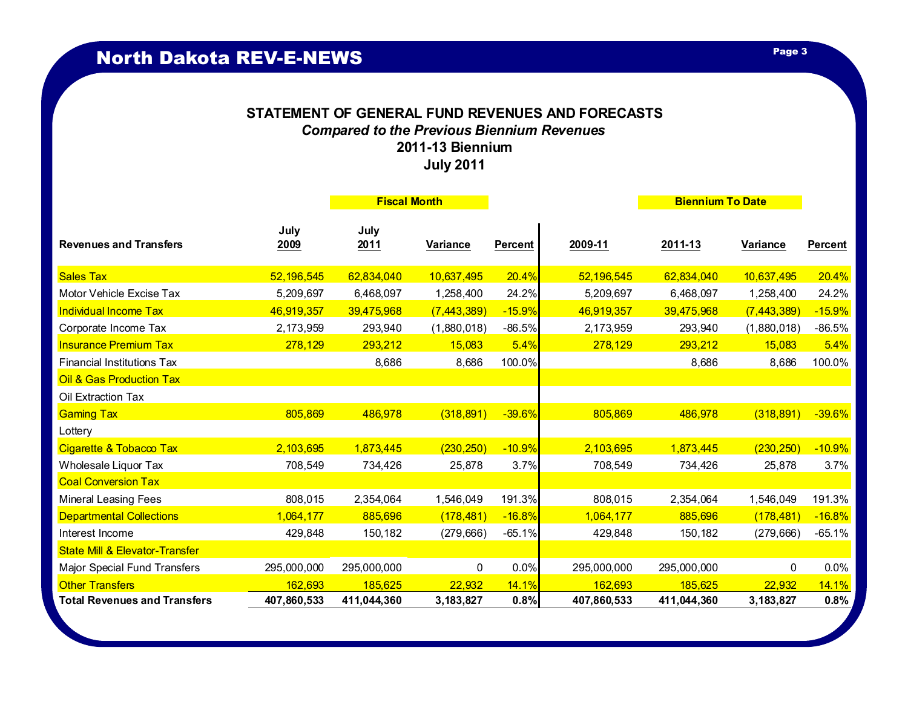## STATEMENT OF GENERAL FUND REVENUES AND FORECASTS

***Compared to the Previous Biennium Revenues***

**2011-13 Biennium**

**July 2011**

| Revenues and Transfers | Fiscal Month | | | | Biennium To Date | | | |
|---|---|---|---|---|---|---|---|---|
| | July 2009 | July 2011 | Variance | Percent | 2009-11 | 2011-13 | Variance | Percent |
| Sales Tax | 52,196,545 | 62,834,040 | 10,637,495 | 20.4% | 52,196,545 | 62,834,040 | 10,637,495 | 20.4% |
| Motor Vehicle Excise Tax | 5,209,697 | 6,468,097 | 1,258,400 | 24.2% | 5,209,697 | 6,468,097 | 1,258,400 | 24.2% |
| Individual Income Tax | 46,919,357 | 39,475,968 | (7,443,389) | -15.9% | 46,919,357 | 39,475,968 | (7,443,389) | -15.9% |
| Corporate Income Tax | 2,173,959 | 293,940 | (1,880,018) | -86.5% | 2,173,959 | 293,940 | (1,880,018) | -86.5% |
| Insurance Premium Tax | 278,129 | 293,212 | 15,083 | 5.4% | 278,129 | 293,212 | 15,083 | 5.4% |
| Financial Institutions Tax | | 8,686 | 8,686 | 100.0% | | 8,686 | 8,686 | 100.0% |
| Oil & Gas Production Tax | | | | | | | | |
| Oil Extraction Tax | | | | | | | | |
| Gaming Tax | 805,869 | 486,978 | (318,891) | -39.6% | 805,869 | 486,978 | (318,891) | -39.6% |
| Lottery | | | | | | | | |
| Cigarette & Tobacco Tax | 2,103,695 | 1,873,445 | (230,250) | -10.9% | 2,103,695 | 1,873,445 | (230,250) | -10.9% |
| Wholesale Liquor Tax | 708,549 | 734,426 | 25,878 | 3.7% | 708,549 | 734,426 | 25,878 | 3.7% |
| Coal Conversion Tax | | | | | | | | |
| Mineral Leasing Fees | 808,015 | 2,354,064 | 1,546,049 | 191.3% | 808,015 | 2,354,064 | 1,546,049 | 191.3% |
| Departmental Collections | 1,064,177 | 885,696 | (178,481) | -16.8% | 1,064,177 | 885,696 | (178,481) | -16.8% |
| Interest Income | 429,848 | 150,182 | (279,666) | -65.1% | 429,848 | 150,182 | (279,666) | -65.1% |
| State Mill & Elevator-Transfer | | | | | | | | |
| Major Special Fund Transfers | 295,000,000 | 295,000,000 | 0 | 0.0% | 295,000,000 | 295,000,000 | 0 | 0.0% |
| Other Transfers | 162,693 | 185,625 | 22,932 | 14.1% | 162,693 | 185,625 | 22,932 | 14.1% |
| **Total Revenues and Transfers** | **407,860,533** | **411,044,360** | **3,183,827** | **0.8%** | **407,860,533** | **411,044,360** | **3,183,827** | **0.8%** |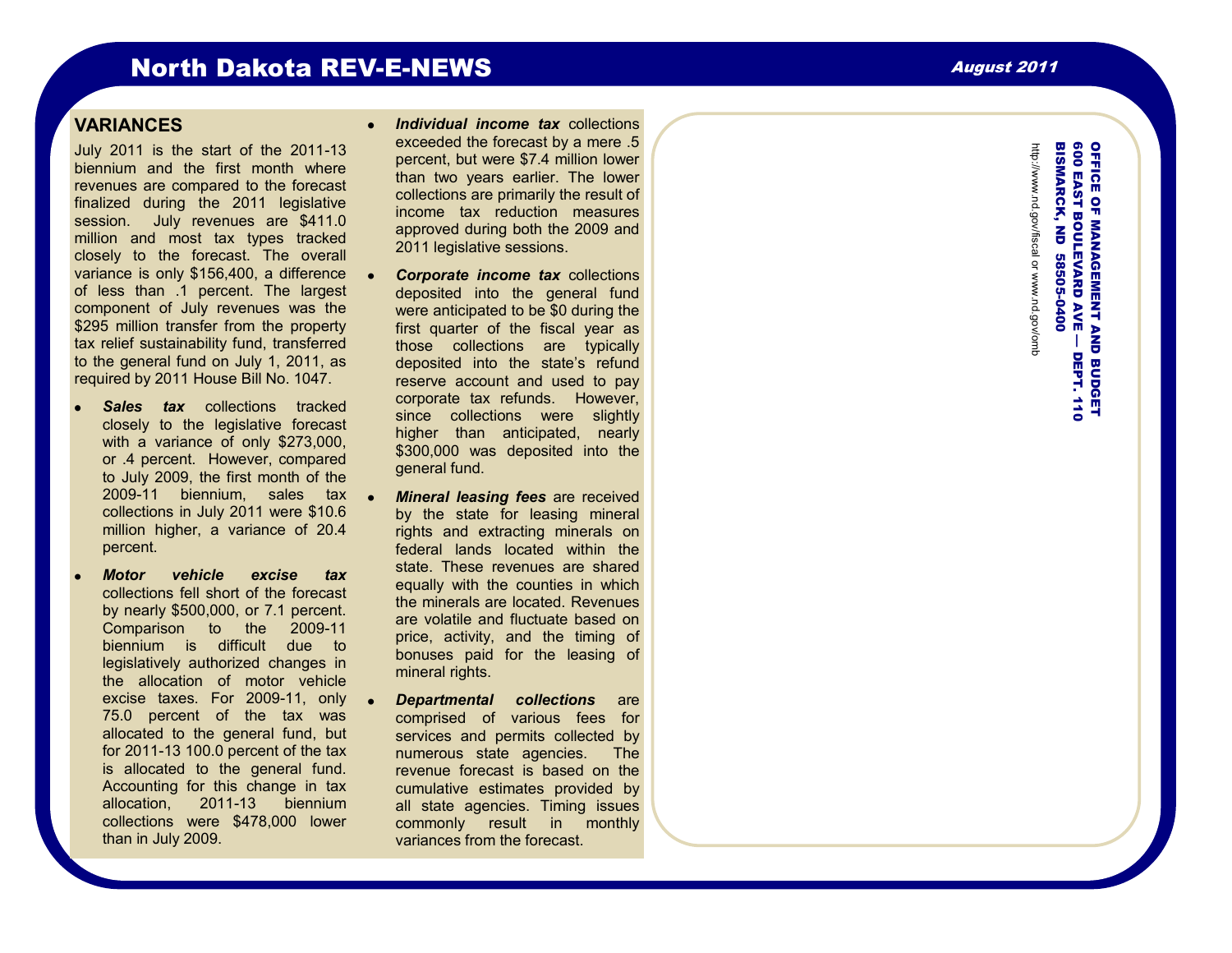## VARIANCES

July 2011 is the start of the 2011-13 biennium and the first month where revenues are compared to the forecast finalized during the 2011 legislative session. July revenues are $411.0 million and most tax types tracked closely to the forecast. The overall variance is only $156,400, a difference of less than .1 percent. The largest component of July revenues was the $295 million transfer from the property tax relief sustainability fund, transferred to the general fund on July 1, 2011, as required by 2011 House Bill No. 1047.

- ***Sales tax*** collections tracked closely to the legislative forecast with a variance of only $273,000, or .4 percent. However, compared to July 2009, the first month of the 2009-11 biennium, sales tax collections in July 2011 were $10.6 million higher, a variance of 20.4 percent.
- ***Motor vehicle excise tax*** collections fell short of the forecast by nearly $500,000, or 7.1 percent. Comparison to the 2009-11 biennium is difficult due to legislatively authorized changes in the allocation of motor vehicle excise taxes. For 2009-11, only 75.0 percent of the tax was allocated to the general fund, but for 2011-13 100.0 percent of the tax is allocated to the general fund. Accounting for this change in tax allocation, 2011-13 biennium collections were $478,000 lower than in July 2009.
- ***Individual income tax*** collections exceeded the forecast by a mere .5 percent, but were $7.4 million lower than two years earlier. The lower collections are primarily the result of income tax reduction measures approved during both the 2009 and 2011 legislative sessions.
- ***Corporate income tax*** collections deposited into the general fund were anticipated to be $0 during the first quarter of the fiscal year as those collections are typically deposited into the state's refund reserve account and used to pay corporate tax refunds. However, since collections were slightly higher than anticipated, nearly $300,000 was deposited into the general fund.
- ***Mineral leasing fees*** are received by the state for leasing mineral rights and extracting minerals on federal lands located within the state. These revenues are shared equally with the counties in which the minerals are located. Revenues are volatile and fluctuate based on price, activity, and the timing of bonuses paid for the leasing of mineral rights.
- ***Departmental collections*** are comprised of various fees for services and permits collected by numerous state agencies. The revenue forecast is based on the cumulative estimates provided by all state agencies. Timing issues commonly result in monthly variances from the forecast.

**OFFICE OF MANAGEMENT AND BUDGET**
**600 EAST BOULEVARD AVE — DEPT. 110**
**BISMARCK, ND 58505-0400**

http://www.nd.gov/fiscal or www.nd.gov/omb